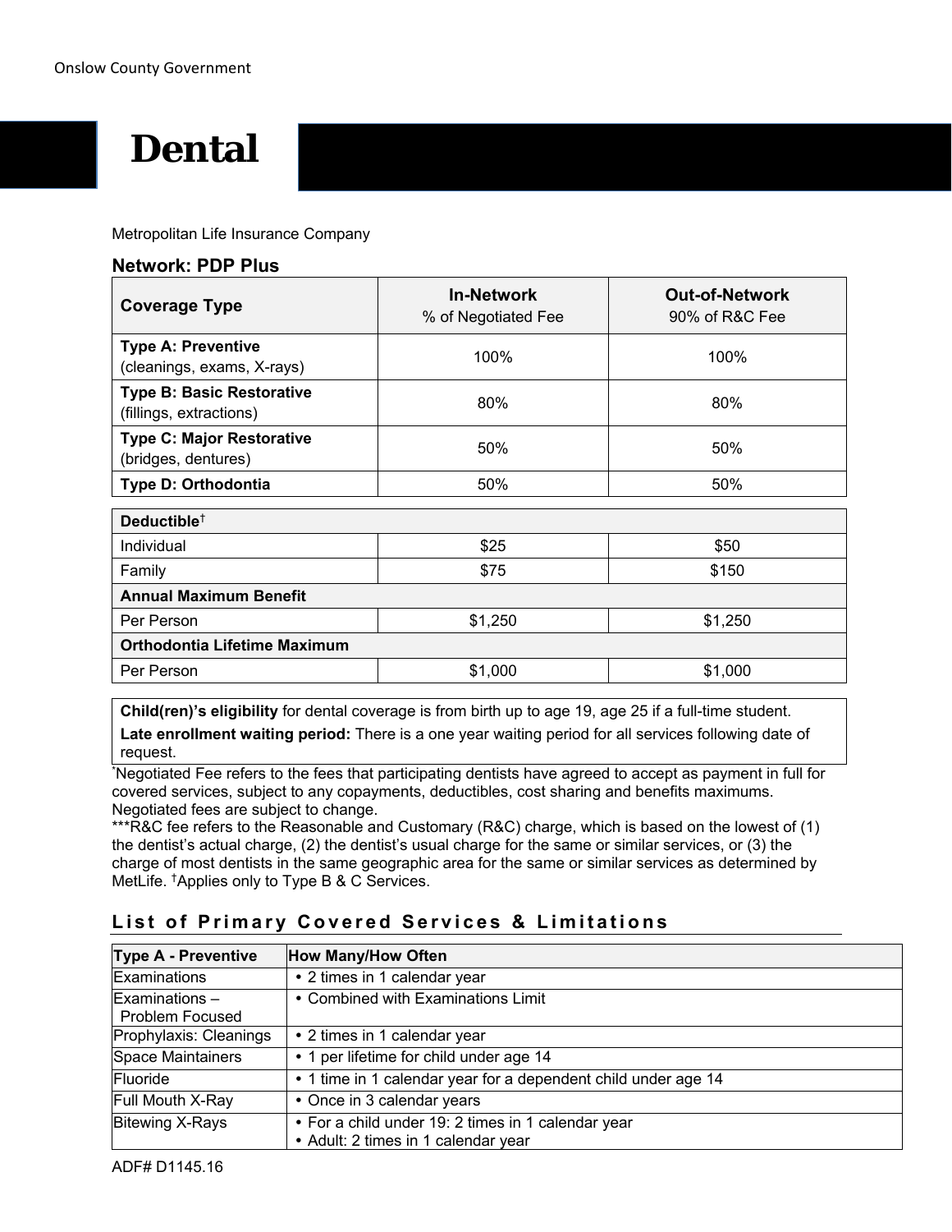# Dental

Metropolitan Life Insurance Company

**Network: PDP Plus**

| Coverage Type | In-Network<br>% of Negotiated Fee | Out-of-Network<br>90% of R&C Fee |
|---|---|---|
| **Type A: Preventive**<br>(cleanings, exams, X-rays) | 100% | 100% |
| **Type B: Basic Restorative**<br>(fillings, extractions) | 80% | 80% |
| **Type C: Major Restorative**<br>(bridges, dentures) | 50% | 50% |
| **Type D: Orthodontia** | 50% | 50% |
| **Deductible**† | | |
| Individual | $25 | $50 |
| Family | $75 | $150 |
| **Annual Maximum Benefit** | | |
| Per Person | $1,250 | $1,250 |
| **Orthodontia Lifetime Maximum** | | |
| Per Person | $1,000 | $1,000 |

**Child(ren)'s eligibility** for dental coverage is from birth up to age 19, age 25 if a full-time student.

**Late enrollment waiting period:** There is a one year waiting period for all services following date of request.

*Negotiated Fee refers to the fees that participating dentists have agreed to accept as payment in full for covered services, subject to any copayments, deductibles, cost sharing and benefits maximums. Negotiated fees are subject to change.

***R&C fee refers to the Reasonable and Customary (R&C) charge, which is based on the lowest of (1) the dentist's actual charge, (2) the dentist's usual charge for the same or similar services, or (3) the charge of most dentists in the same geographic area for the same or similar services as determined by MetLife. †Applies only to Type B & C Services.

## List of Primary Covered Services & Limitations

| Type A - Preventive | How Many/How Often |
|---|---|
| Examinations | • 2 times in 1 calendar year |
| Examinations – Problem Focused | • Combined with Examinations Limit |
| Prophylaxis: Cleanings | • 2 times in 1 calendar year |
| Space Maintainers | • 1 per lifetime for child under age 14 |
| Fluoride | • 1 time in 1 calendar year for a dependent child under age 14 |
| Full Mouth X-Ray | • Once in 3 calendar years |
| Bitewing X-Rays | • For a child under 19: 2 times in 1 calendar year<br>• Adult: 2 times in 1 calendar year |

ADF# D1145.16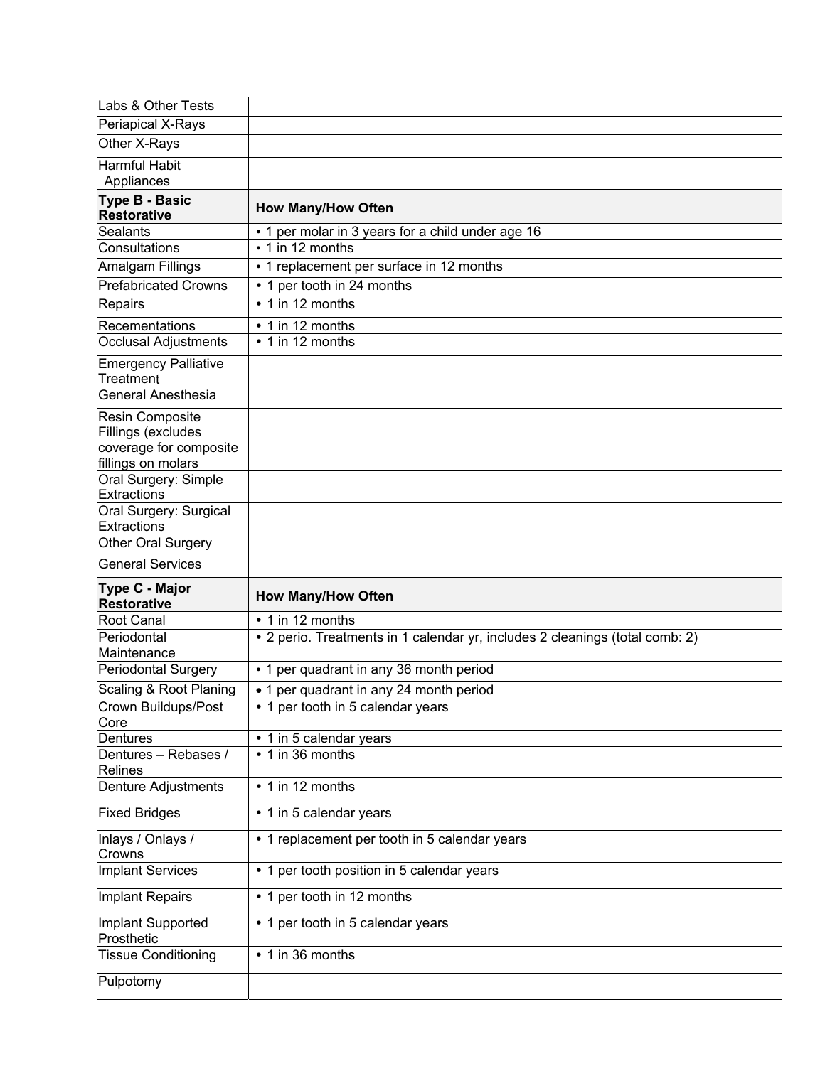| Labs & Other Tests | |
|---|---|
| Periapical X-Rays | |
| Other X-Rays | |
| Harmful Habit Appliances | |
| **Type B - Basic Restorative** | **How Many/How Often** |
| Sealants | • 1 per molar in 3 years for a child under age 16 |
| Consultations | • 1 in 12 months |
| Amalgam Fillings | • 1 replacement per surface in 12 months |
| Prefabricated Crowns | • 1 per tooth in 24 months |
| Repairs | • 1 in 12 months |
| Recementations | • 1 in 12 months |
| Occlusal Adjustments | • 1 in 12 months |
| Emergency Palliative Treatment | |
| General Anesthesia | |
| Resin Composite Fillings (excludes coverage for composite fillings on molars | |
| Oral Surgery: Simple Extractions | |
| Oral Surgery: Surgical Extractions | |
| Other Oral Surgery | |
| General Services | |
| **Type C - Major Restorative** | **How Many/How Often** |
| Root Canal | • 1 in 12 months |
| Periodontal Maintenance | • 2 perio. Treatments in 1 calendar yr, includes 2 cleanings (total comb: 2) |
| Periodontal Surgery | • 1 per quadrant in any 36 month period |
| Scaling & Root Planing | • 1 per quadrant in any 24 month period |
| Crown Buildups/Post Core | • 1 per tooth in 5 calendar years |
| Dentures | • 1 in 5 calendar years |
| Dentures – Rebases / Relines | • 1 in 36 months |
| Denture Adjustments | • 1 in 12 months |
| Fixed Bridges | • 1 in 5 calendar years |
| Inlays / Onlays / Crowns | • 1 replacement per tooth in 5 calendar years |
| Implant Services | • 1 per tooth position in 5 calendar years |
| Implant Repairs | • 1 per tooth in 12 months |
| Implant Supported Prosthetic | • 1 per tooth in 5 calendar years |
| Tissue Conditioning | • 1 in 36 months |
| Pulpotomy | |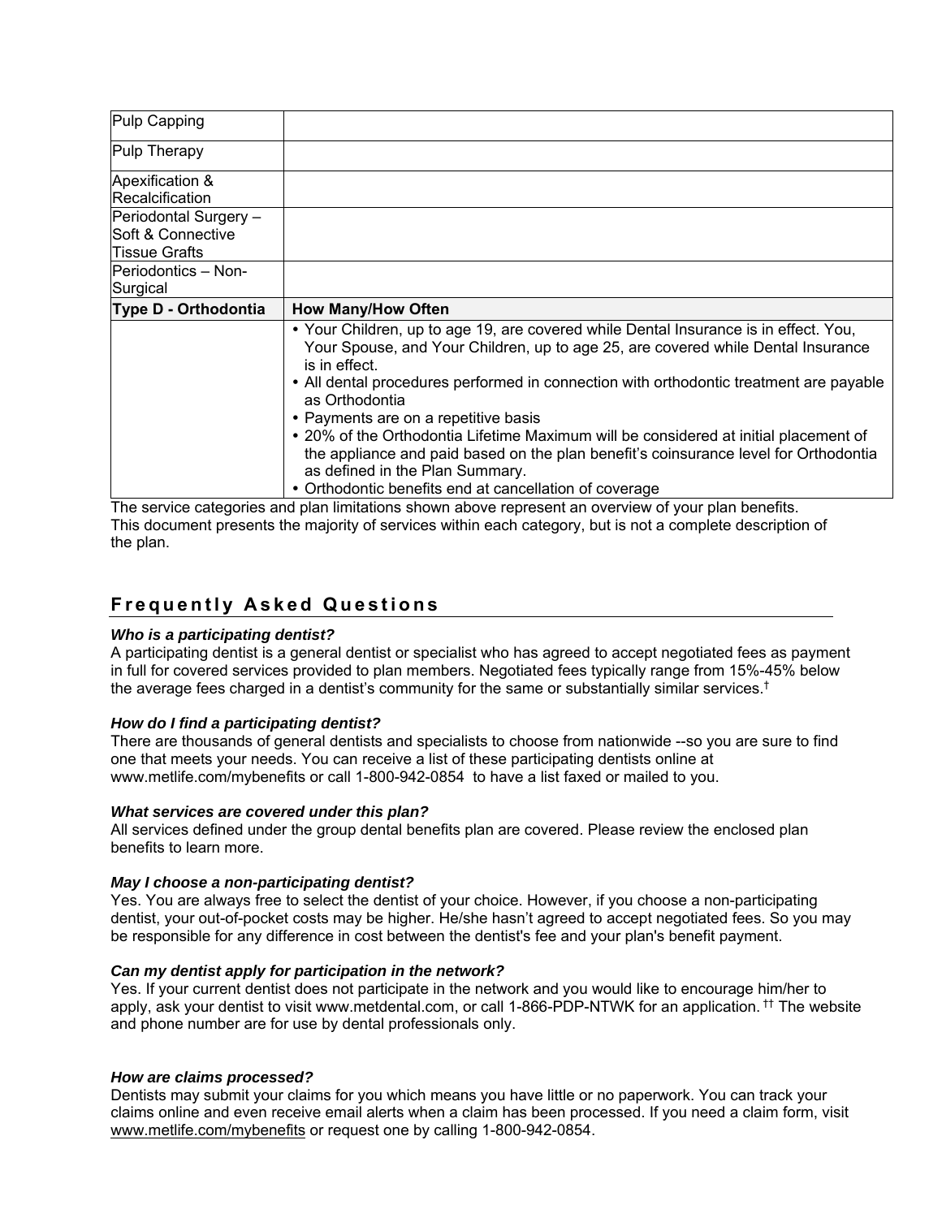| | |
|---|---|
| Pulp Capping | |
| Pulp Therapy | |
| Apexification & Recalcification | |
| Periodontal Surgery – Soft & Connective Tissue Grafts | |
| Periodontics – Non-Surgical | |
| **Type D - Orthodontia** | **How Many/How Often** |
| | • Your Children, up to age 19, are covered while Dental Insurance is in effect. You, Your Spouse, and Your Children, up to age 25, are covered while Dental Insurance is in effect.<br>• All dental procedures performed in connection with orthodontic treatment are payable as Orthodontia<br>• Payments are on a repetitive basis<br>• 20% of the Orthodontia Lifetime Maximum will be considered at initial placement of the appliance and paid based on the plan benefit's coinsurance level for Orthodontia as defined in the Plan Summary.<br>• Orthodontic benefits end at cancellation of coverage |

The service categories and plan limitations shown above represent an overview of your plan benefits. This document presents the majority of services within each category, but is not a complete description of the plan.

## Frequently Asked Questions

***Who is a participating dentist?***
A participating dentist is a general dentist or specialist who has agreed to accept negotiated fees as payment in full for covered services provided to plan members. Negotiated fees typically range from 15%-45% below the average fees charged in a dentist's community for the same or substantially similar services.†

***How do I find a participating dentist?***
There are thousands of general dentists and specialists to choose from nationwide --so you are sure to find one that meets your needs. You can receive a list of these participating dentists online at www.metlife.com/mybenefits or call 1-800-942-0854 to have a list faxed or mailed to you.

***What services are covered under this plan?***
All services defined under the group dental benefits plan are covered. Please review the enclosed plan benefits to learn more.

***May I choose a non-participating dentist?***
Yes. You are always free to select the dentist of your choice. However, if you choose a non-participating dentist, your out-of-pocket costs may be higher. He/she hasn't agreed to accept negotiated fees. So you may be responsible for any difference in cost between the dentist's fee and your plan's benefit payment.

***Can my dentist apply for participation in the network?***
Yes. If your current dentist does not participate in the network and you would like to encourage him/her to apply, ask your dentist to visit www.metdental.com, or call 1-866-PDP-NTWK for an application. †† The website and phone number are for use by dental professionals only.

***How are claims processed?***
Dentists may submit your claims for you which means you have little or no paperwork. You can track your claims online and even receive email alerts when a claim has been processed. If you need a claim form, visit www.metlife.com/mybenefits or request one by calling 1-800-942-0854.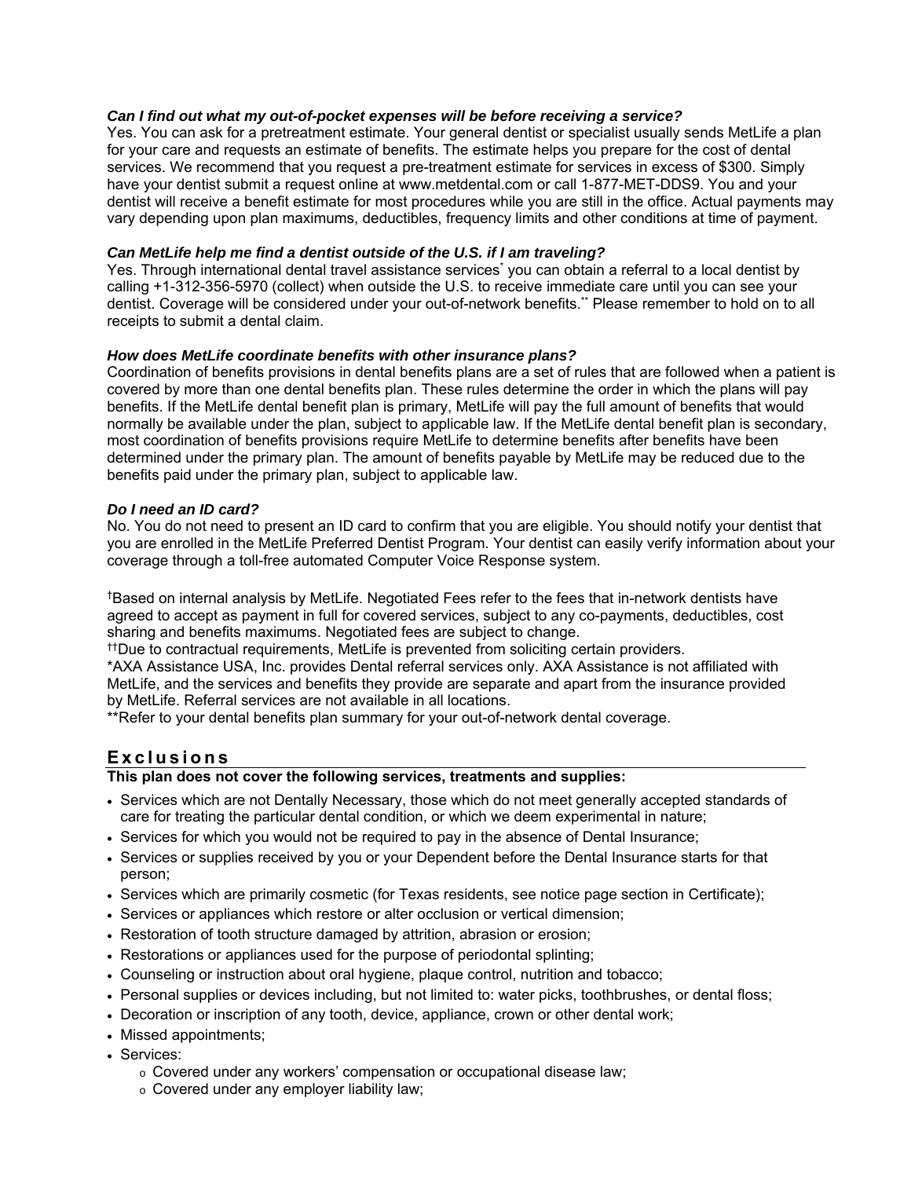***Can I find out what my out-of-pocket expenses will be before receiving a service?***
Yes. You can ask for a pretreatment estimate. Your general dentist or specialist usually sends MetLife a plan for your care and requests an estimate of benefits. The estimate helps you prepare for the cost of dental services. We recommend that you request a pre-treatment estimate for services in excess of $300. Simply have your dentist submit a request online at www.metdental.com or call 1-877-MET-DDS9. You and your dentist will receive a benefit estimate for most procedures while you are still in the office. Actual payments may vary depending upon plan maximums, deductibles, frequency limits and other conditions at time of payment.

***Can MetLife help me find a dentist outside of the U.S. if I am traveling?***
Yes. Through international dental travel assistance services* you can obtain a referral to a local dentist by calling +1-312-356-5970 (collect) when outside the U.S. to receive immediate care until you can see your dentist. Coverage will be considered under your out-of-network benefits.** Please remember to hold on to all receipts to submit a dental claim.

***How does MetLife coordinate benefits with other insurance plans?***
Coordination of benefits provisions in dental benefits plans are a set of rules that are followed when a patient is covered by more than one dental benefits plan. These rules determine the order in which the plans will pay benefits. If the MetLife dental benefit plan is primary, MetLife will pay the full amount of benefits that would normally be available under the plan, subject to applicable law. If the MetLife dental benefit plan is secondary, most coordination of benefits provisions require MetLife to determine benefits after benefits have been determined under the primary plan. The amount of benefits payable by MetLife may be reduced due to the benefits paid under the primary plan, subject to applicable law.

***Do I need an ID card?***
No. You do not need to present an ID card to confirm that you are eligible. You should notify your dentist that you are enrolled in the MetLife Preferred Dentist Program. Your dentist can easily verify information about your coverage through a toll-free automated Computer Voice Response system.

†Based on internal analysis by MetLife. Negotiated Fees refer to the fees that in-network dentists have agreed to accept as payment in full for covered services, subject to any co-payments, deductibles, cost sharing and benefits maximums. Negotiated fees are subject to change.
††Due to contractual requirements, MetLife is prevented from soliciting certain providers.
*AXA Assistance USA, Inc. provides Dental referral services only. AXA Assistance is not affiliated with MetLife, and the services and benefits they provide are separate and apart from the insurance provided by MetLife. Referral services are not available in all locations.
**Refer to your dental benefits plan summary for your out-of-network dental coverage.

## Exclusions

**This plan does not cover the following services, treatments and supplies:**

- Services which are not Dentally Necessary, those which do not meet generally accepted standards of care for treating the particular dental condition, or which we deem experimental in nature;
- Services for which you would not be required to pay in the absence of Dental Insurance;
- Services or supplies received by you or your Dependent before the Dental Insurance starts for that person;
- Services which are primarily cosmetic (for Texas residents, see notice page section in Certificate);
- Services or appliances which restore or alter occlusion or vertical dimension;
- Restoration of tooth structure damaged by attrition, abrasion or erosion;
- Restorations or appliances used for the purpose of periodontal splinting;
- Counseling or instruction about oral hygiene, plaque control, nutrition and tobacco;
- Personal supplies or devices including, but not limited to: water picks, toothbrushes, or dental floss;
- Decoration or inscription of any tooth, device, appliance, crown or other dental work;
- Missed appointments;
- Services:
  - Covered under any workers' compensation or occupational disease law;
  - Covered under any employer liability law;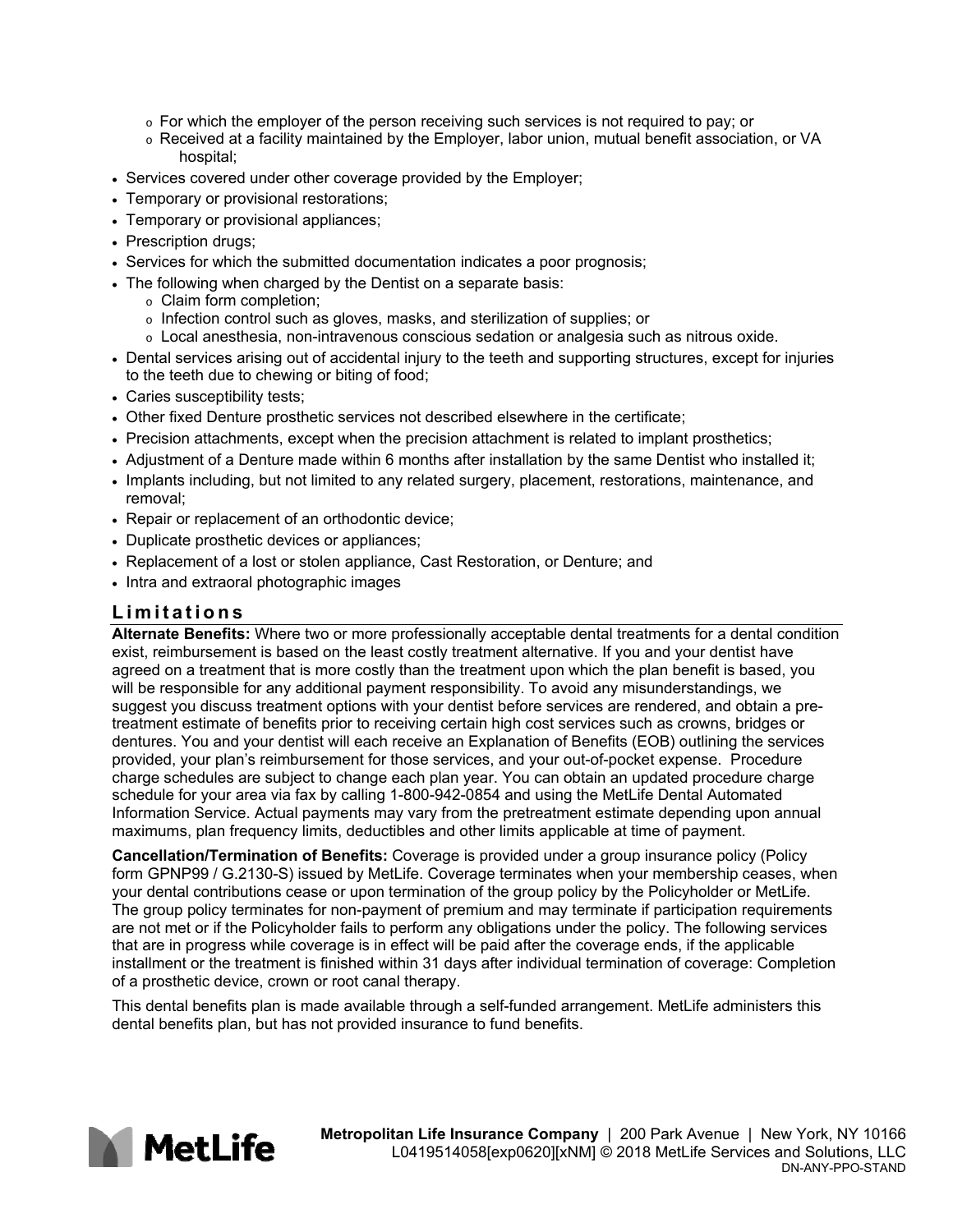- For which the employer of the person receiving such services is not required to pay; or
  - Received at a facility maintained by the Employer, labor union, mutual benefit association, or VA hospital;
- Services covered under other coverage provided by the Employer;
- Temporary or provisional restorations;
- Temporary or provisional appliances;
- Prescription drugs;
- Services for which the submitted documentation indicates a poor prognosis;
- The following when charged by the Dentist on a separate basis:
  - Claim form completion;
  - Infection control such as gloves, masks, and sterilization of supplies; or
  - Local anesthesia, non-intravenous conscious sedation or analgesia such as nitrous oxide.
- Dental services arising out of accidental injury to the teeth and supporting structures, except for injuries to the teeth due to chewing or biting of food;
- Caries susceptibility tests;
- Other fixed Denture prosthetic services not described elsewhere in the certificate;
- Precision attachments, except when the precision attachment is related to implant prosthetics;
- Adjustment of a Denture made within 6 months after installation by the same Dentist who installed it;
- Implants including, but not limited to any related surgery, placement, restorations, maintenance, and removal;
- Repair or replacement of an orthodontic device;
- Duplicate prosthetic devices or appliances;
- Replacement of a lost or stolen appliance, Cast Restoration, or Denture; and
- Intra and extraoral photographic images

## Limitations

**Alternate Benefits:** Where two or more professionally acceptable dental treatments for a dental condition exist, reimbursement is based on the least costly treatment alternative. If you and your dentist have agreed on a treatment that is more costly than the treatment upon which the plan benefit is based, you will be responsible for any additional payment responsibility. To avoid any misunderstandings, we suggest you discuss treatment options with your dentist before services are rendered, and obtain a pre-treatment estimate of benefits prior to receiving certain high cost services such as crowns, bridges or dentures. You and your dentist will each receive an Explanation of Benefits (EOB) outlining the services provided, your plan's reimbursement for those services, and your out-of-pocket expense. Procedure charge schedules are subject to change each plan year. You can obtain an updated procedure charge schedule for your area via fax by calling 1-800-942-0854 and using the MetLife Dental Automated Information Service. Actual payments may vary from the pretreatment estimate depending upon annual maximums, plan frequency limits, deductibles and other limits applicable at time of payment.

**Cancellation/Termination of Benefits:** Coverage is provided under a group insurance policy (Policy form GPNP99 / G.2130-S) issued by MetLife. Coverage terminates when your membership ceases, when your dental contributions cease or upon termination of the group policy by the Policyholder or MetLife. The group policy terminates for non-payment of premium and may terminate if participation requirements are not met or if the Policyholder fails to perform any obligations under the policy. The following services that are in progress while coverage is in effect will be paid after the coverage ends, if the applicable installment or the treatment is finished within 31 days after individual termination of coverage: Completion of a prosthetic device, crown or root canal therapy.

This dental benefits plan is made available through a self-funded arrangement. MetLife administers this dental benefits plan, but has not provided insurance to fund benefits.

MetLife

**Metropolitan Life Insurance Company** | 200 Park Avenue | New York, NY 10166
L0419514058[exp0620][xNM] © 2018 MetLife Services and Solutions, LLC
DN-ANY-PPO-STAND